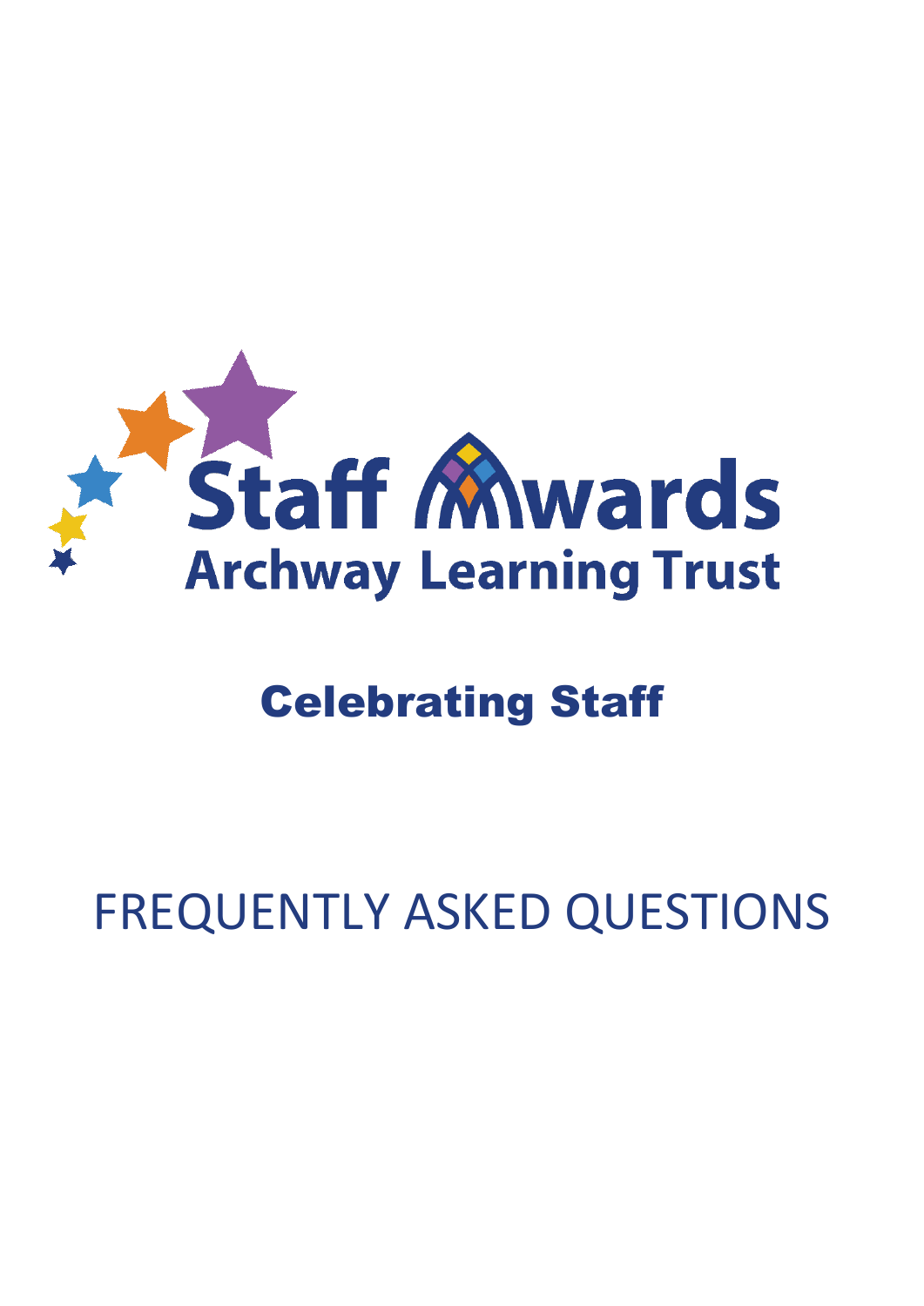# Staff Awards

## Archway Learning Trust

### Celebrating Staff

# FREQUENTLY ASKED QUESTIONS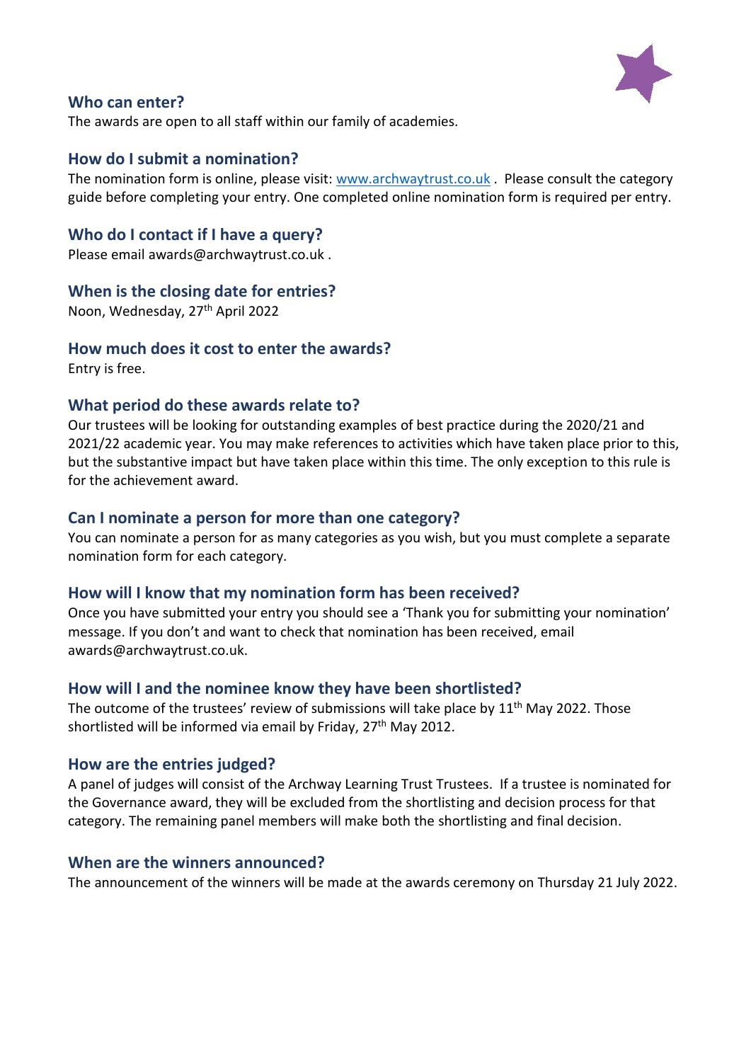### Who can enter?

The awards are open to all staff within our family of academies.

### How do I submit a nomination?

The nomination form is online, please visit: [www.archwaytrust.co.uk](http://www.archwaytrust.co.uk) . Please consult the category guide before completing your entry. One completed online nomination form is required per entry.

### Who do I contact if I have a query?

Please email awards@archwaytrust.co.uk .

### When is the closing date for entries?

Noon, Wednesday, 27th April 2022

### How much does it cost to enter the awards?

Entry is free.

### What period do these awards relate to?

Our trustees will be looking for outstanding examples of best practice during the 2020/21 and 2021/22 academic year. You may make references to activities which have taken place prior to this, but the substantive impact but have taken place within this time. The only exception to this rule is for the achievement award.

### Can I nominate a person for more than one category?

You can nominate a person for as many categories as you wish, but you must complete a separate nomination form for each category.

### How will I know that my nomination form has been received?

Once you have submitted your entry you should see a 'Thank you for submitting your nomination' message. If you don't and want to check that nomination has been received, email awards@archwaytrust.co.uk.

### How will I and the nominee know they have been shortlisted?

The outcome of the trustees' review of submissions will take place by 11th May 2022. Those shortlisted will be informed via email by Friday, 27th May 2012.

### How are the entries judged?

A panel of judges will consist of the Archway Learning Trust Trustees. If a trustee is nominated for the Governance award, they will be excluded from the shortlisting and decision process for that category. The remaining panel members will make both the shortlisting and final decision.

### When are the winners announced?

The announcement of the winners will be made at the awards ceremony on Thursday 21 July 2022.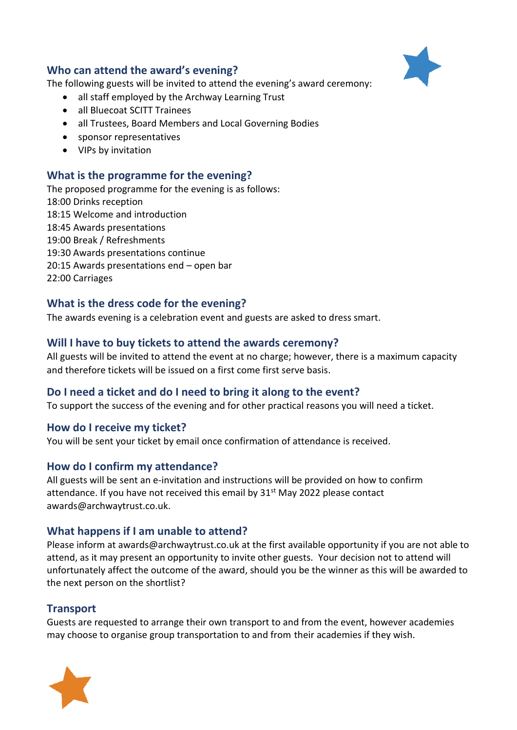## Who can attend the award's evening?

The following guests will be invited to attend the evening's award ceremony:

- all staff employed by the Archway Learning Trust
- all Bluecoat SCITT Trainees
- all Trustees, Board Members and Local Governing Bodies
- sponsor representatives
- VIPs by invitation

## What is the programme for the evening?

The proposed programme for the evening is as follows:
18:00 Drinks reception
18:15 Welcome and introduction
18:45 Awards presentations
19:00 Break / Refreshments
19:30 Awards presentations continue
20:15 Awards presentations end – open bar
22:00 Carriages

## What is the dress code for the evening?

The awards evening is a celebration event and guests are asked to dress smart.

## Will I have to buy tickets to attend the awards ceremony?

All guests will be invited to attend the event at no charge; however, there is a maximum capacity and therefore tickets will be issued on a first come first serve basis.

## Do I need a ticket and do I need to bring it along to the event?

To support the success of the evening and for other practical reasons you will need a ticket.

## How do I receive my ticket?

You will be sent your ticket by email once confirmation of attendance is received.

## How do I confirm my attendance?

All guests will be sent an e-invitation and instructions will be provided on how to confirm attendance. If you have not received this email by 31st May 2022 please contact awards@archwaytrust.co.uk.

## What happens if I am unable to attend?

Please inform at awards@archwaytrust.co.uk at the first available opportunity if you are not able to attend, as it may present an opportunity to invite other guests. Your decision not to attend will unfortunately affect the outcome of the award, should you be the winner as this will be awarded to the next person on the shortlist?

## Transport

Guests are requested to arrange their own transport to and from the event, however academies may choose to organise group transportation to and from their academies if they wish.